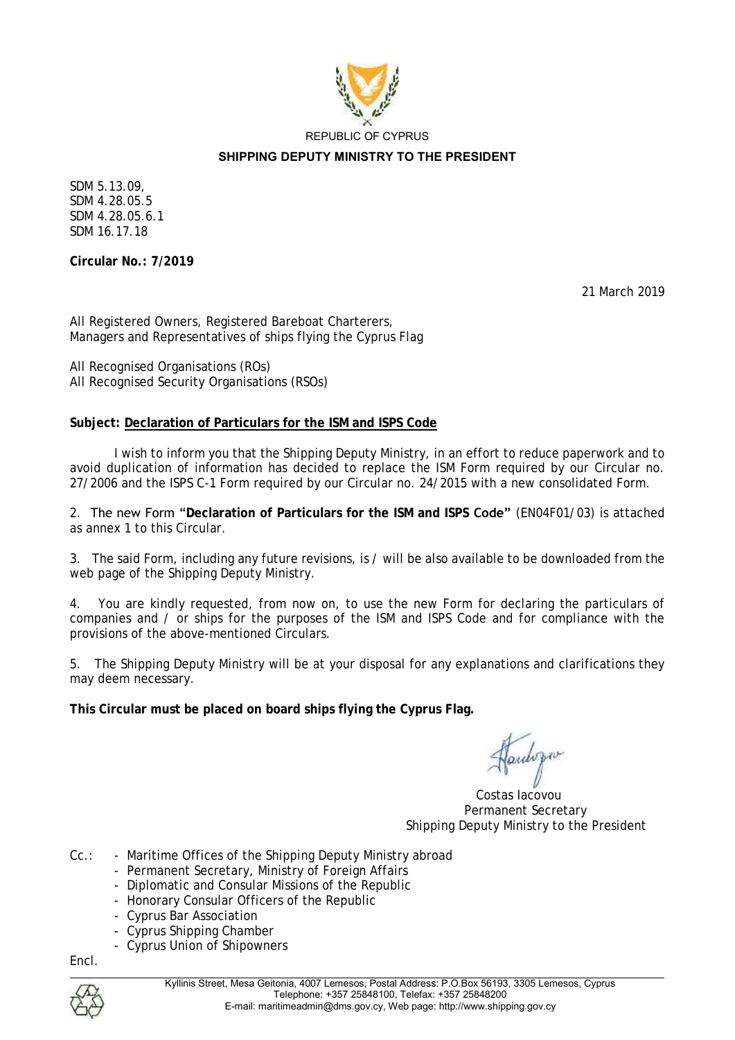REPUBLIC OF CYPRUS

**SHIPPING DEPUTY MINISTRY TO THE PRESIDENT**

SDM 5.13.09,
SDM 4.28.05.5
SDM 4.28.05.6.1
SDM 16.17.18

**Circular No.: 7/2019**

21 March 2019

All Registered Owners, Registered Bareboat Charterers,
Managers and Representatives of ships flying the Cyprus Flag

All Recognised Organisations (ROs)
All Recognised Security Organisations (RSOs)

**Subject: <u>Declaration of Particulars for the ISM and ISPS Code</u>**

I wish to inform you that the Shipping Deputy Ministry, in an effort to reduce paperwork and to avoid duplication of information has decided to replace the ISM Form required by our Circular no. 27/2006 and the ISPS C-1 Form required by our Circular no. 24/2015 with a new consolidated Form.

2. The new Form "**Declaration of Particulars for the ISM and ISPS Code**" (EN04F01/03) is attached as annex 1 to this Circular.

3. The said Form, including any future revisions, is / will be also available to be downloaded from the web page of the Shipping Deputy Ministry.

4. You are kindly requested, from now on, to use the new Form for declaring the particulars of companies and / or ships for the purposes of the ISM and ISPS Code and for compliance with the provisions of the above-mentioned Circulars.

5. The Shipping Deputy Ministry will be at your disposal for any explanations and clarifications they may deem necessary.

**This Circular must be placed on board ships flying the Cyprus Flag.**

Costas Iacovou
Permanent Secretary
Shipping Deputy Ministry to the President

Cc.:
- Maritime Offices of the Shipping Deputy Ministry abroad
- Permanent Secretary, Ministry of Foreign Affairs
- Diplomatic and Consular Missions of the Republic
- Honorary Consular Officers of the Republic
- Cyprus Bar Association
- Cyprus Shipping Chamber
- Cyprus Union of Shipowners

Encl.

Kyllinis Street, Mesa Geitonia, 4007 Lemesos, Postal Address: P.O.Box 56193, 3305 Lemesos, Cyprus
Telephone: +357 25848100, Telefax: +357 25848200
E-mail: maritimeadmin@dms.gov.cy, Web page: http://www.shipping.gov.cy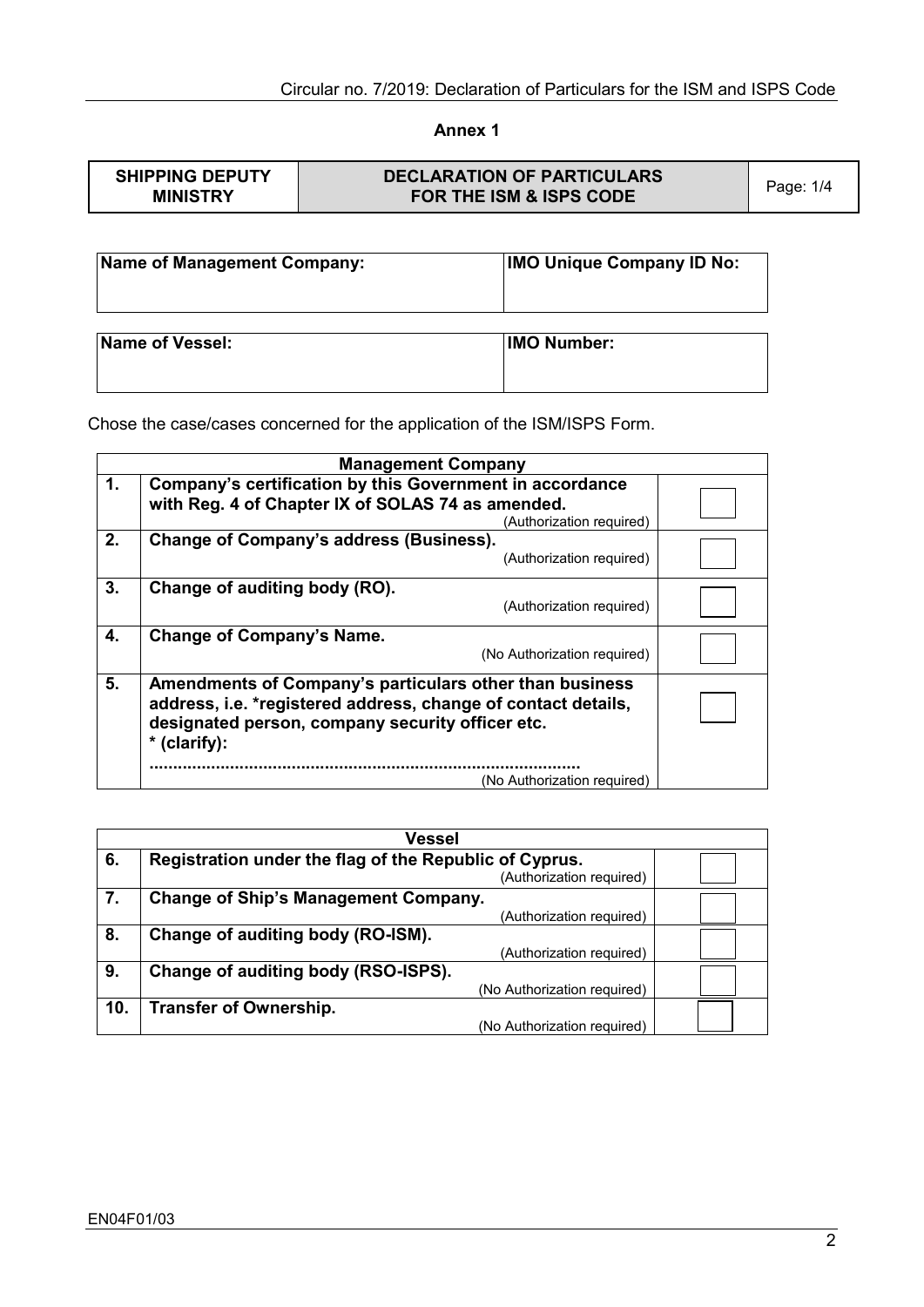## Annex 1

| SHIPPING DEPUTY MINISTRY | DECLARATION OF PARTICULARS FOR THE ISM & ISPS CODE | Page: 1/4 |
|---|---|---|

| Name of Management Company: | IMO Unique Company ID No: |
|---|---|
| | |

| Name of Vessel: | IMO Number: |
|---|---|
| | |

Chose the case/cases concerned for the application of the ISM/ISPS Form.

| Management Company | | |
|---|---|---|
| **1.** | **Company's certification by this Government in accordance with Reg. 4 of Chapter IX of SOLAS 74 as amended.** (Authorization required) | ☐ |
| **2.** | **Change of Company's address (Business).** (Authorization required) | ☐ |
| **3.** | **Change of auditing body (RO).** (Authorization required) | ☐ |
| **4.** | **Change of Company's Name.** (No Authorization required) | ☐ |
| **5.** | **Amendments of Company's particulars other than business address, i.e. *registered address, change of contact details, designated person, company security officer etc. * (clarify):** ........................................................................................ (No Authorization required) | ☐ |

| Vessel | | |
|---|---|---|
| **6.** | **Registration under the flag of the Republic of Cyprus.** (Authorization required) | ☐ |
| **7.** | **Change of Ship's Management Company.** (Authorization required) | ☐ |
| **8.** | **Change of auditing body (RO-ISM).** (Authorization required) | ☐ |
| **9.** | **Change of auditing body (RSO-ISPS).** (No Authorization required) | ☐ |
| **10.** | **Transfer of Ownership.** (No Authorization required) | ☐ |

EN04F01/03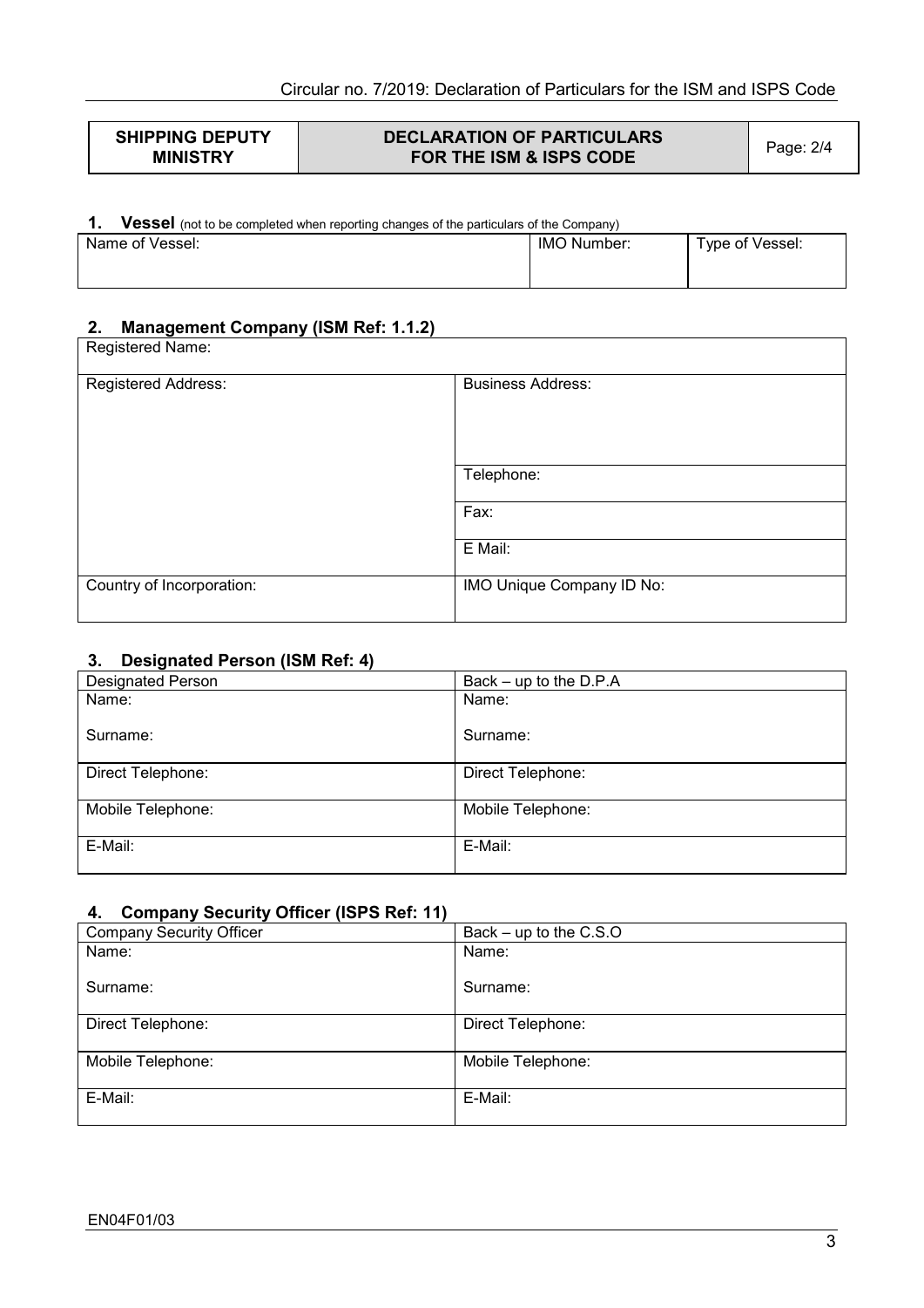| SHIPPING DEPUTY MINISTRY | DECLARATION OF PARTICULARS FOR THE ISM & ISPS CODE | Page: 2/4 |
|---|---|---|

## 1. Vessel (not to be completed when reporting changes of the particulars of the Company)

| Name of Vessel: | IMO Number: | Type of Vessel: |
|---|---|---|
| | | |

## 2. Management Company (ISM Ref: 1.1.2)

| Registered Name: | |
|---|---|
| Registered Address: | Business Address: |
| | Telephone: |
| | Fax: |
| | E Mail: |
| Country of Incorporation: | IMO Unique Company ID No: |

## 3. Designated Person (ISM Ref: 4)

| Designated Person | Back – up to the D.P.A |
|---|---|
| Name:<br><br>Surname: | Name:<br><br>Surname: |
| Direct Telephone: | Direct Telephone: |
| Mobile Telephone: | Mobile Telephone: |
| E-Mail: | E-Mail: |

## 4. Company Security Officer (ISPS Ref: 11)

| Company Security Officer | Back – up to the C.S.O |
|---|---|
| Name:<br><br>Surname: | Name:<br><br>Surname: |
| Direct Telephone: | Direct Telephone: |
| Mobile Telephone: | Mobile Telephone: |
| E-Mail: | E-Mail: |

EN04F01/03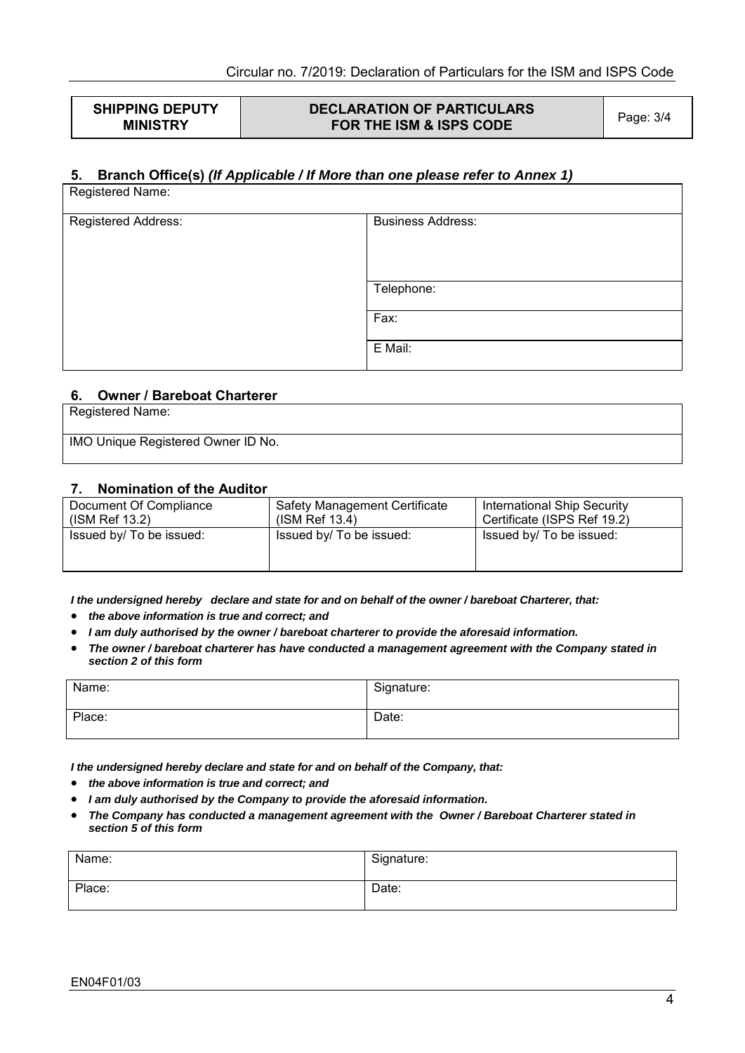| SHIPPING DEPUTY MINISTRY | DECLARATION OF PARTICULARS FOR THE ISM & ISPS CODE | Page: 3/4 |
|---|---|---|

## 5. Branch Office(s) *(If Applicable / If More than one please refer to Annex 1)*

| Registered Name: | |
|---|---|
| Registered Address: | Business Address: |
| | Telephone: |
| | Fax: |
| | E Mail: |

## 6. Owner / Bareboat Charterer

| Registered Name: |
|---|
| IMO Unique Registered Owner ID No. |

## 7. Nomination of the Auditor

| Document Of Compliance (ISM Ref 13.2) | Safety Management Certificate (ISM Ref 13.4) | International Ship Security Certificate (ISPS Ref 19.2) |
|---|---|---|
| Issued by/ To be issued: | Issued by/ To be issued: | Issued by/ To be issued: |

***I the undersigned hereby declare and state for and on behalf of the owner / bareboat Charterer, that:***

- ***the above information is true and correct; and***
- ***I am duly authorised by the owner / bareboat charterer to provide the aforesaid information.***
- ***The owner / bareboat charterer has have conducted a management agreement with the Company stated in section 2 of this form***

| Name: | Signature: |
|---|---|
| Place: | Date: |

***I the undersigned hereby declare and state for and on behalf of the Company, that:***

- ***the above information is true and correct; and***
- ***I am duly authorised by the Company to provide the aforesaid information.***
- ***The Company has conducted a management agreement with the Owner / Bareboat Charterer stated in section 5 of this form***

| Name: | Signature: |
|---|---|
| Place: | Date: |

EN04F01/03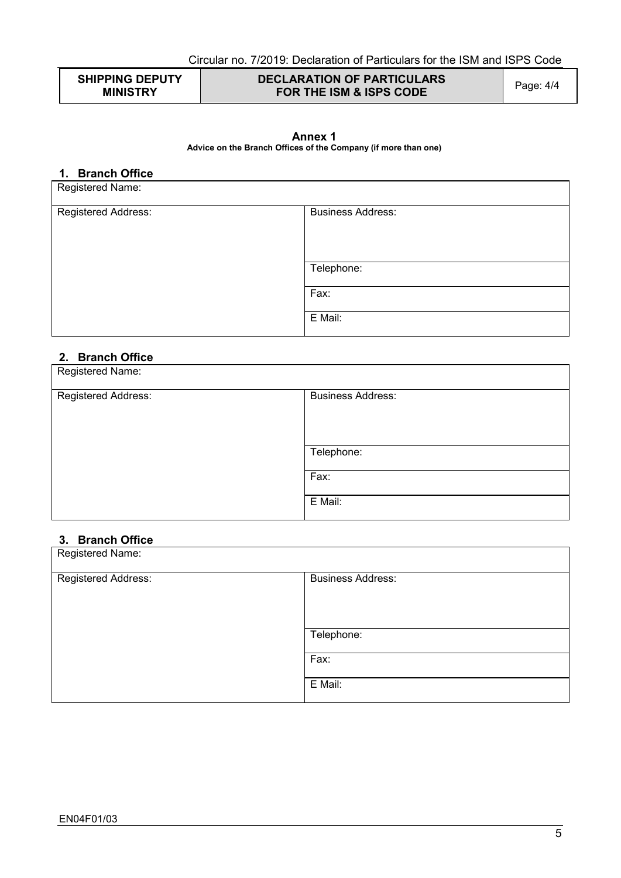## Annex 1

**Advice on the Branch Offices of the Company (if more than one)**

### 1. Branch Office

| Registered Name: | |
|---|---|
| Registered Address: | Business Address: |
| | Telephone: |
| | Fax: |
| | E Mail: |

### 2. Branch Office

| Registered Name: | |
|---|---|
| Registered Address: | Business Address: |
| | Telephone: |
| | Fax: |
| | E Mail: |

### 3. Branch Office

| Registered Name: | |
|---|---|
| Registered Address: | Business Address: |
| | Telephone: |
| | Fax: |
| | E Mail: |

EN04F01/03